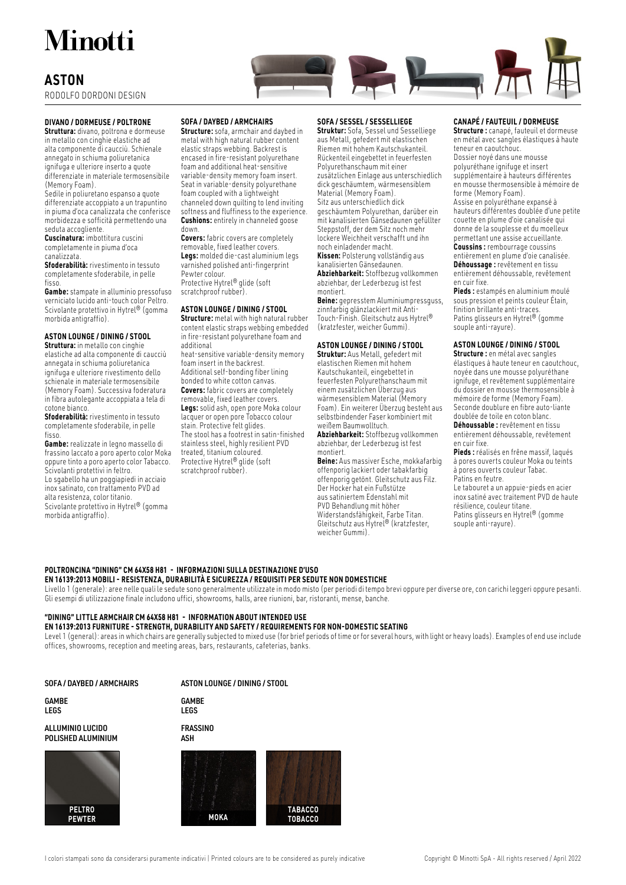# Minotti

## ASTON

RODOLFO DORDONI DESIGN

### DIVANO / DORMEUSE / POLTRONE

**Struttura:** divano, poltrona e dormeuse in metallo con cinghie elastiche ad alta componente di caucciù. Schienale annegato in schiuma poliuretanica ignifuga e ulteriore inserto a quote differenziate in materiale termosensibile (Memory Foam).
Sedile in poliuretano espanso a quote differenziate accoppiato a un trapuntino in piuma d'oca canalizzata che conferisce morbidezza e sofficità permettendo una seduta accogliente.
**Cuscinatura:** imbottitura cuscini completamente in piuma d'oca canalizzata.
**Sfoderabilità:** rivestimento in tessuto completamente sfoderabile, in pelle fisso.
**Gambe:** stampate in alluminio pressofuso verniciato lucido anti-touch color Peltro. Scivolante protettivo in Hytrel® (gomma morbida antigraffio).

### ASTON LOUNGE / DINING / STOOL

**Struttura:** in metallo con cinghie elastiche ad alta componente di caucciù annegata in schiuma poliuretanica ignifuga e ulteriore rivestimento dello schienale in materiale termosensibile (Memory Foam). Successiva foderatura in fibra autolegante accoppiata a tela di cotone bianco.
**Sfoderabilità:** rivestimento in tessuto completamente sfoderabile, in pelle fisso.
**Gambe:** realizzate in legno massello di frassino laccato a poro aperto color Moka oppure tinto a poro aperto color Tabacco. Scivolanti protettivi in feltro.
Lo sgabello ha un poggiapiedi in acciaio inox satinato, con trattamento PVD ad alta resistenza, color titanio.
Scivolante protettivo in Hytrel® (gomma morbida antigraffio).

### SOFA / DAYBED / ARMCHAIRS

**Structure:** sofa, armchair and daybed in metal with high natural rubber content elastic straps webbing. Backrest is encased in fire-resistant polyurethane foam and additional heat-sensitive variable-density memory foam insert. Seat in variable-density polyurethane foam coupled with a lightweight channeled down quilting to lend inviting softness and fluffiness to the experience.
**Cushions:** entirely in channeled goose down.
**Covers:** fabric covers are completely removable, fixed leather covers.
**Legs:** molded die-cast aluminium legs varnished polished anti-fingerprint Pewter colour.
Protective Hytrel® glide (soft scratchproof rubber).

### ASTON LOUNGE / DINING / STOOL

**Structure:** metal with high natural rubber content elastic straps webbing embedded in fire-resistant polyurethane foam and additional
heat-sensitive variable-density memory foam insert in the backrest.
Additional self-bonding fiber lining bonded to white cotton canvas.
**Covers:** fabric covers are completely removable, fixed leather covers.
**Legs:** solid ash, open pore Moka colour lacquer or open pore Tobacco colour stain. Protective felt glides.
The stool has a footrest in satin-finished stainless steel, highly resilient PVD treated, titanium coloured.
Protective Hytrel® glide (soft scratchproof rubber).

### SOFA / SESSEL / SESSELLIEGE

**Struktur:** Sofa, Sessel und Sesselliege aus Metall, gefedert mit elastischen Riemen mit hohem Kautschukanteil. Rückenteil eingebettet in feuerfesten Polyurethanschaum mit einer zusätzlichen Einlage aus unterschiedlich dick geschäumtem, wärmesensiblem Material (Memory Foam).
Sitz aus unterschiedlich dick geschäumtem Polyurethan, darüber ein mit kanalisierten Gänsedaunen gefüllter Steppstoff, der dem Sitz noch mehr lockere Weichheit verschafft und ihn noch einladender macht.
**Kissen:** Polsterung vollständig aus kanalisierten Gänsedaunen.
**Abziehbarkeit:** Stoffbezug vollkommen abziehbar, der Lederbezug ist fest montiert.
**Beine:** gepresstem Aluminiumpressguss, zinnfarbig glänzlackiert mit Anti-Touch-Finish. Gleitschutz aus Hytrel® (kratzfester, weicher Gummi).

### ASTON LOUNGE / DINING / STOOL

**Struktur:** Aus Metall, gefedert mit elastischen Riemen mit hohem Kautschukanteil, eingebettet in feuerfesten Polyurethanschaum mit einem zusätzlichen Überzug aus wärmesensiblem Material (Memory Foam). Ein weiterer Überzug besteht aus selbstbindender Faser kombiniert mit weißem Baumwolltuch.
**Abziehbarkeit:** Stoffbezug vollkommen abziehbar, der Lederbezug ist fest montiert.
**Beine:** Aus massiver Esche, mokkafarbig offenporig lackiert oder tabakfarbig offenporig getönt. Gleitschutz aus Filz. Der Hocker hat ein Fußstütze aus satiniertem Edelstahl mit PVD Behandlung mit höher Widerstandsfähigkeit, Farbe Titan. Gleitschutz aus Hytrel® (kratzfester, weicher Gummi).

### CANAPÉ / FAUTEUIL / DORMEUSE

**Structure :** canapé, fauteuil et dormeuse en métal avec sangles élastiques à haute teneur en caoutchouc.
Dossier noyé dans une mousse polyuréthane ignifuge et insert supplémentaire à hauteurs différentes en mousse thermosensible à mémoire de forme (Memory Foam).
Assise en polyuréthane expansé à hauteurs différentes doublée d'une petite couette en plume d'oie canalisée qui donne de la souplesse et du moelleux permettant une assise accueillante.
**Coussins :** rembourrage coussins entièrement en plume d'oie canalisée.
**Déhoussage :** revêtement en tissu entièrement déhoussable, revêtement en cuir fixe.
**Pieds :** estampés en aluminium moulé sous pression et peints couleur Étain, finition brillante anti-traces.
Patins glisseurs en Hytrel® (gomme souple anti-rayure).

### ASTON LOUNGE / DINING / STOOL

**Structure :** en métal avec sangles élastiques à haute teneur en caoutchouc, noyée dans une mousse polyuréthane ignifuge, et revêtement supplémentaire du dossier en mousse thermosensible à mémoire de forme (Memory Foam). Seconde doublure en fibre auto-liante doublée de toile en coton blanc.
**Déhoussable :** revêtement en tissu entièrement déhoussable, revêtement en cuir fixe.
**Pieds :** réalisés en frêne massif, laqués à pores ouverts couleur Moka ou teints à pores ouverts couleur Tabac.
Patins en feutre.
Le tabouret a un appuie-pieds en acier inox satiné avec traitement PVD de haute résilience, couleur titane.
Patins glisseurs en Hytrel® (gomme souple anti-rayure).

### POLTRONCINA "DINING" CM 64X58 H81 - INFORMAZIONI SULLA DESTINAZIONE D'USO
### EN 16139:2013 MOBILI - RESISTENZA, DURABILITÀ E SICUREZZA / REQUISITI PER SEDUTE NON DOMESTICHE

Livello 1 (generale): aree nelle quali le sedute sono generalmente utilizzate in modo misto (per periodi di tempo brevi oppure per diverse ore, con carichi leggeri oppure pesanti. Gli esempi di utilizzazione finale includono uffici, showrooms, halls, aree riunioni, bar, ristoranti, mense, banche.

### "DINING" LITTLE ARMCHAIR CM 64X58 H81 - INFORMATION ABOUT INTENDED USE
### EN 16139:2013 FURNITURE - STRENGTH, DURABILITY AND SAFETY / REQUIREMENTS FOR NON-DOMESTIC SEATING

Level 1 (general): areas in which chairs are generally subjected to mixed use (for brief periods of time or for several hours, with light or heavy loads). Examples of end use include offices, showrooms, reception and meeting areas, bars, restaurants, cafeterias, banks.

**SOFA / DAYBED / ARMCHAIRS**

GAMBE
LEGS

ALLUMINIO LUCIDO
POLISHED ALUMINIUM

PELTRO
PEWTER

**ASTON LOUNGE / DINING / STOOL**

GAMBE
LEGS

FRASSINO
ASH

MOKA

TABACCO
TOBACCO

I colori stampati sono da considerarsi puramente indicativi | Printed colours are to be considered as purely indicative

Copyright © Minotti SpA - All rights reserved / April 2022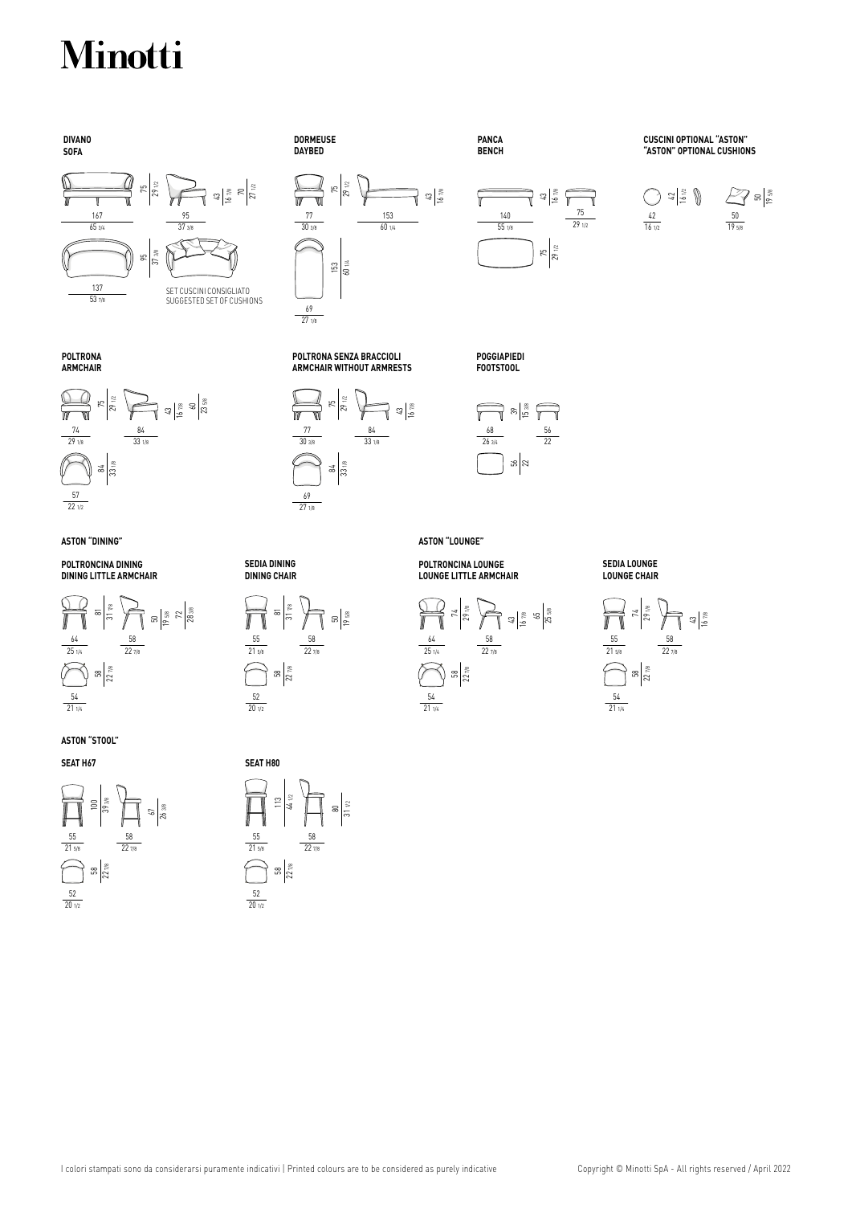# Minotti

**DIVANO**
**SOFA**

167
65 3/4

75
29 1/2

95
37 3/8

43
16 7/8

70
27 1/2

137
53 7/8

95
37 3/8

SET CUSCINI CONSIGLIATO
SUGGESTED SET OF CUSHIONS

**DORMEUSE**
**DAYBED**

77
30 3/8

75
29 1/2

153
60 1/4

43
16 7/8

153
60 1/4

69
27 1/8

**PANCA**
**BENCH**

140
55 1/8

43
16 7/8

75
29 1/2

75
29 1/2

**CUSCINI OPTIONAL "ASTON"**
**"ASTON" OPTIONAL CUSHIONS**

42
16 1/2

42
16 1/2

50
19 5/8

50
19 5/8

**POLTRONA**
**ARMCHAIR**

74
29 1/8

75
29 1/2

84
33 1/8

43
16 7/8

60
23 5/8

57
22 1/2

84
33 1/8

**POLTRONA SENZA BRACCIOLI**
**ARMCHAIR WITHOUT ARMRESTS**

77
30 3/8

75
29 1/2

84
33 1/8

43
16 7/8

69
27 1/8

84
33 1/8

**POGGIAPIEDI**
**FOOTSTOOL**

68
26 3/4

39
15 3/8

56
22

56
22

**ASTON "DINING"**

**POLTRONCINA DINING**
**DINING LITTLE ARMCHAIR**

64
25 1/4

81
31 7/8

58
22 7/8

50
19 5/8

72
28 3/8

54
21 1/4

58
22 7/8

**SEDIA DINING**
**DINING CHAIR**

55
21 5/8

81
31 7/8

58
22 7/8

50
19 5/8

52
20 1/2

58
22 7/8

**ASTON "LOUNGE"**

**POLTRONCINA LOUNGE**
**LOUNGE LITTLE ARMCHAIR**

64
25 1/4

74
29 1/8

58
22 7/8

43
16 7/8

65
25 5/8

54
21 1/4

58
22 7/8

**SEDIA LOUNGE**
**LOUNGE CHAIR**

55
21 5/8

74
29 1/8

58
22 7/8

43
16 7/8

54
21 1/4

58
22 7/8

**ASTON "STOOL"**

**SEAT H67**

55
21 5/8

100
39 3/8

58
22 7/8

67
26 3/8

52
20 1/2

58
22 7/8

**SEAT H80**

55
21 5/8

113
44 1/2

58
22 7/8

80
31 1/2

52
20 1/2

58
22 7/8

I colori stampati sono da considerarsi puramente indicativi | Printed colours are to be considered as purely indicative

Copyright © Minotti SpA - All rights reserved / April 2022